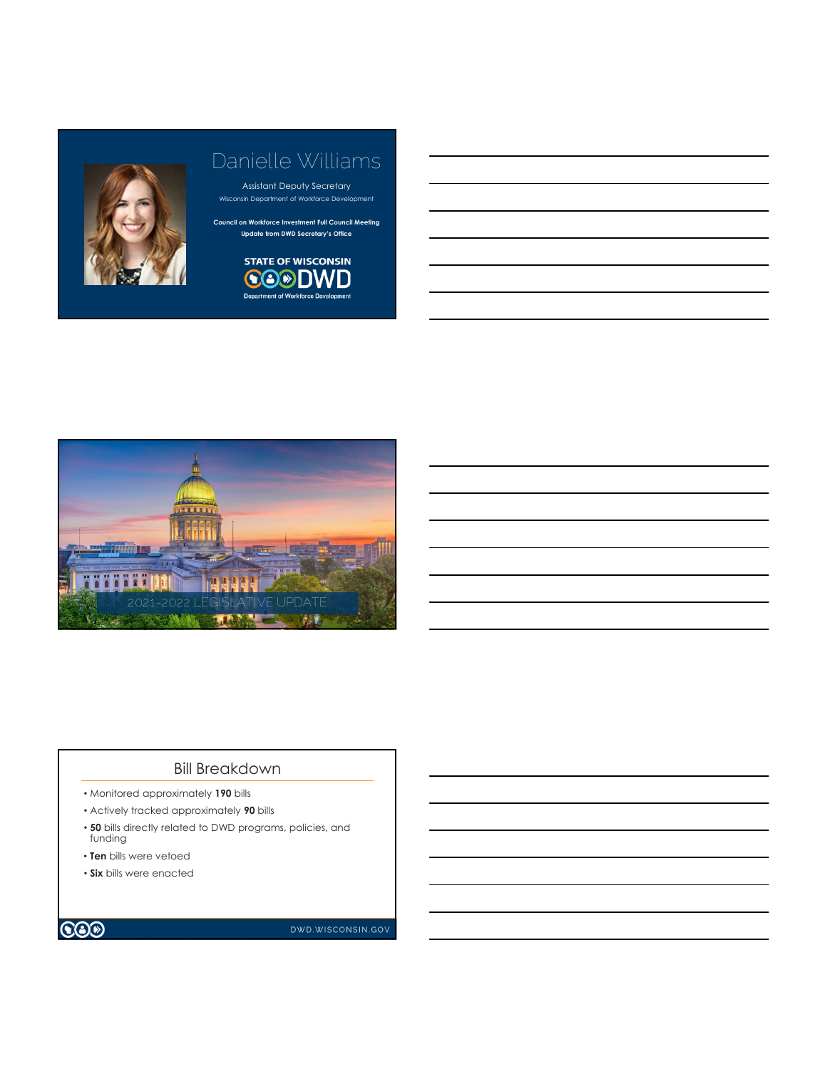# Danielle Williams

Assistant Deputy Secretary

Wisconsin Department of Workforce Development

**Council on Workforce Investment Full Council Meeting**

**Update from DWD Secretary's Office**

**STATE OF WISCONSIN**

**DWD**

**Department of Workforce Development**

---

## 2021-2022 LEGISLATIVE UPDATE

---

## Bill Breakdown

- Monitored approximately **190** bills
- Actively tracked approximately **90** bills
- **50** bills directly related to DWD programs, policies, and funding
- **Ten** bills were vetoed
- **Six** bills were enacted

DWD.WISCONSIN.GOV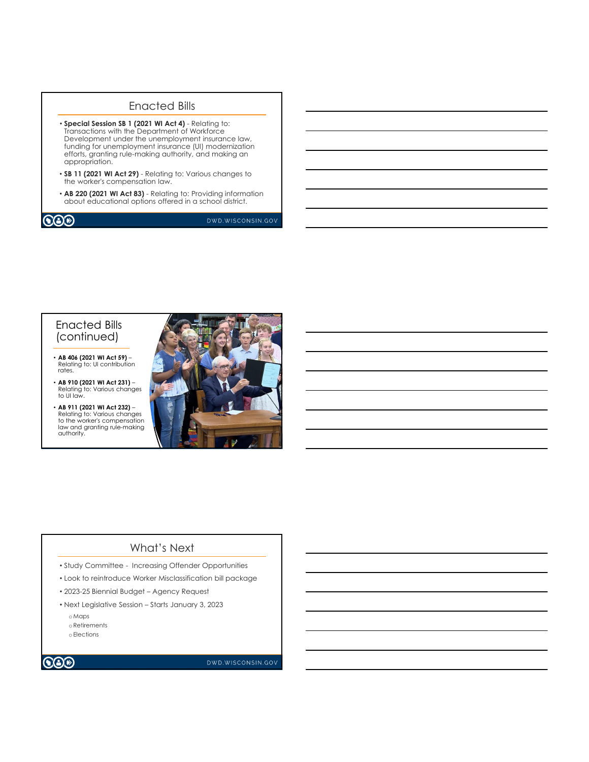## Enacted Bills

- **Special Session SB 1 (2021 WI Act 4)** - Relating to: Transactions with the Department of Workforce Development under the unemployment insurance law, funding for unemployment insurance (UI) modernization efforts, granting rule-making authority, and making an appropriation.
- **SB 11 (2021 WI Act 29)** - Relating to: Various changes to the worker's compensation law.
- **AB 220 (2021 WI Act 83)** - Relating to: Providing information about educational options offered in a school district.

DWD.WISCONSIN.GOV

## Enacted Bills (continued)

- **AB 406 (2021 WI Act 59)** – Relating to: UI contribution rates.
- **AB 910 (2021 WI Act 231)** – Relating to: Various changes to UI law.
- **AB 911 (2021 WI Act 232)** – Relating to: Various changes to the worker's compensation law and granting rule-making authority.

## What's Next

- Study Committee - Increasing Offender Opportunities
- Look to reintroduce Worker Misclassification bill package
- 2023-25 Biennial Budget – Agency Request
- Next Legislative Session – Starts January 3, 2023
  - Maps
  - Retirements
  - Elections

DWD.WISCONSIN.GOV